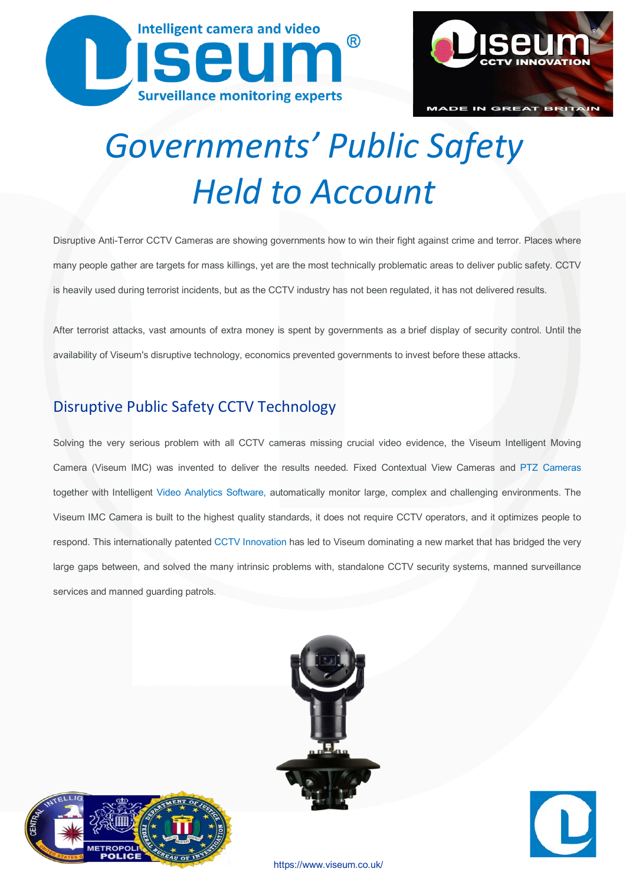# Governments' Public Safety Held to Account

Disruptive Anti-Terror CCTV Cameras are showing governments how to win their fight against crime and terror. Places where many people gather are targets for mass killings, yet are the most technically problematic areas to deliver public safety. CCTV is heavily used during terrorist incidents, but as the CCTV industry has not been regulated, it has not delivered results.

After terrorist attacks, vast amounts of extra money is spent by governments as a brief display of security control. Until the availability of Viseum's disruptive technology, economics prevented governments to invest before these attacks.

## Disruptive Public Safety CCTV Technology

Solving the very serious problem with all CCTV cameras missing crucial video evidence, the Viseum Intelligent Moving Camera (Viseum IMC) was invented to deliver the results needed. Fixed Contextual View Cameras and PTZ Cameras together with Intelligent Video Analytics Software, automatically monitor large, complex and challenging environments. The Viseum IMC Camera is built to the highest quality standards, it does not require CCTV operators, and it optimizes people to respond. This internationally patented CCTV Innovation has led to Viseum dominating a new market that has bridged the very large gaps between, and solved the many intrinsic problems with, standalone CCTV security systems, manned surveillance services and manned guarding patrols.

https://www.viseum.co.uk/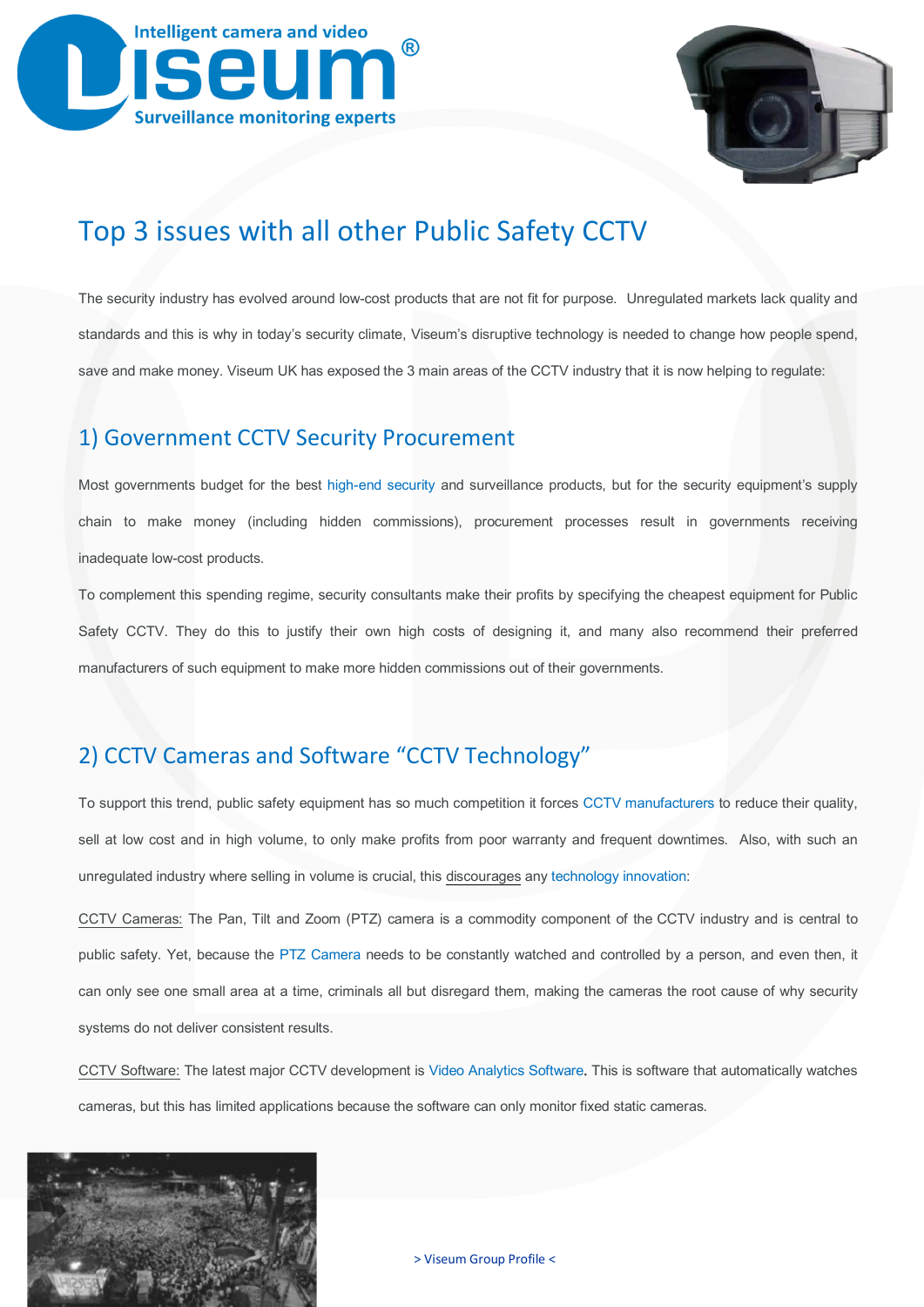# Top 3 issues with all other Public Safety CCTV

The security industry has evolved around low-cost products that are not fit for purpose. Unregulated markets lack quality and standards and this is why in today's security climate, Viseum's disruptive technology is needed to change how people spend, save and make money. Viseum UK has exposed the 3 main areas of the CCTV industry that it is now helping to regulate:

## 1) Government CCTV Security Procurement

Most governments budget for the best high-end security and surveillance products, but for the security equipment's supply chain to make money (including hidden commissions), procurement processes result in governments receiving inadequate low-cost products.

To complement this spending regime, security consultants make their profits by specifying the cheapest equipment for Public Safety CCTV. They do this to justify their own high costs of designing it, and many also recommend their preferred manufacturers of such equipment to make more hidden commissions out of their governments.

## 2) CCTV Cameras and Software "CCTV Technology"

To support this trend, public safety equipment has so much competition it forces CCTV manufacturers to reduce their quality, sell at low cost and in high volume, to only make profits from poor warranty and frequent downtimes. Also, with such an unregulated industry where selling in volume is crucial, this discourages any technology innovation:

CCTV Cameras: The Pan, Tilt and Zoom (PTZ) camera is a commodity component of the CCTV industry and is central to public safety. Yet, because the PTZ Camera needs to be constantly watched and controlled by a person, and even then, it can only see one small area at a time, criminals all but disregard them, making the cameras the root cause of why security systems do not deliver consistent results.

CCTV Software: The latest major CCTV development is Video Analytics Software. This is software that automatically watches cameras, but this has limited applications because the software can only monitor fixed static cameras.

> Viseum Group Profile <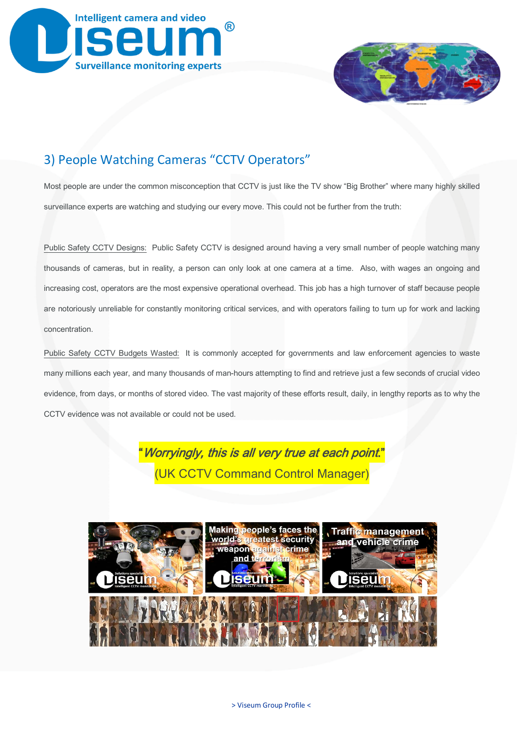## 3) People Watching Cameras "CCTV Operators"

Most people are under the common misconception that CCTV is just like the TV show "Big Brother" where many highly skilled surveillance experts are watching and studying our every move. This could not be further from the truth:

Public Safety CCTV Designs: Public Safety CCTV is designed around having a very small number of people watching many thousands of cameras, but in reality, a person can only look at one camera at a time. Also, with wages an ongoing and increasing cost, operators are the most expensive operational overhead. This job has a high turnover of staff because people are notoriously unreliable for constantly monitoring critical services, and with operators failing to turn up for work and lacking concentration.

Public Safety CCTV Budgets Wasted: It is commonly accepted for governments and law enforcement agencies to waste many millions each year, and many thousands of man-hours attempting to find and retrieve just a few seconds of crucial video evidence, from days, or months of stored video. The vast majority of these efforts result, daily, in lengthy reports as to why the CCTV evidence was not available or could not be used.

*"Worryingly, this is all very true at each point."*
(UK CCTV Command Control Manager)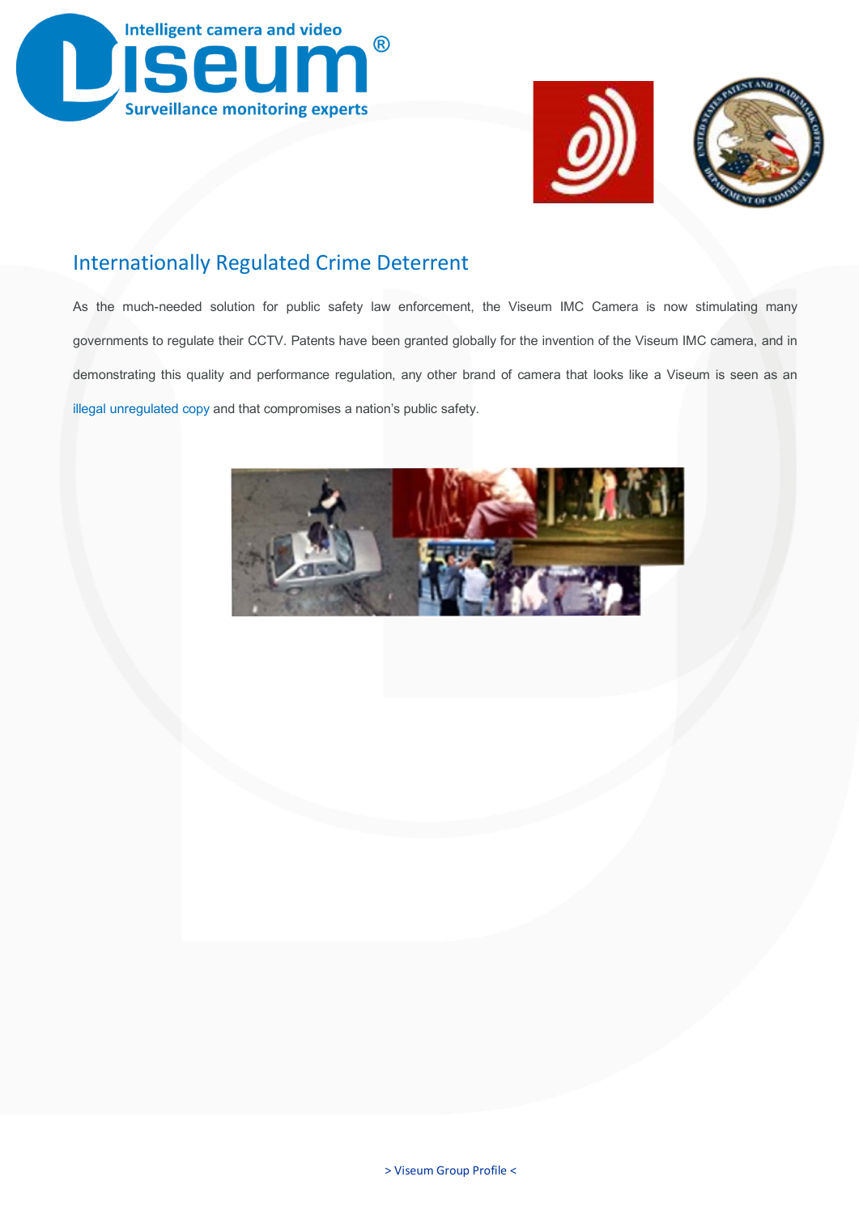## Internationally Regulated Crime Deterrent

As the much-needed solution for public safety law enforcement, the Viseum IMC Camera is now stimulating many governments to regulate their CCTV. Patents have been granted globally for the invention of the Viseum IMC camera, and in demonstrating this quality and performance regulation, any other brand of camera that looks like a Viseum is seen as an illegal unregulated copy and that compromises a nation's public safety.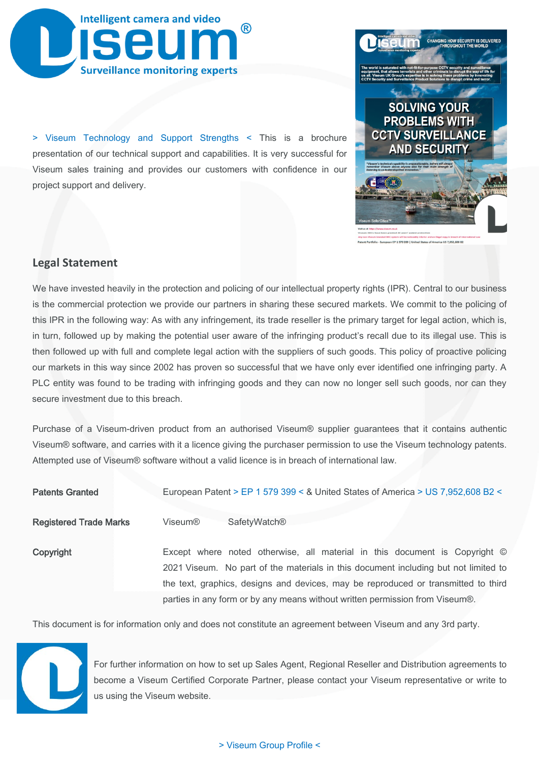> Viseum Technology and Support Strengths < This is a brochure presentation of our technical support and capabilities. It is very successful for Viseum sales training and provides our customers with confidence in our project support and delivery.

## Legal Statement

We have invested heavily in the protection and policing of our intellectual property rights (IPR). Central to our business is the commercial protection we provide our partners in sharing these secured markets. We commit to the policing of this IPR in the following way: As with any infringement, its trade reseller is the primary target for legal action, which is, in turn, followed up by making the potential user aware of the infringing product's recall due to its illegal use. This is then followed up with full and complete legal action with the suppliers of such goods. This policy of proactive policing our markets in this way since 2002 has proven so successful that we have only ever identified one infringing party. A PLC entity was found to be trading with infringing goods and they can now no longer sell such goods, nor can they secure investment due to this breach.

Purchase of a Viseum-driven product from an authorised Viseum® supplier guarantees that it contains authentic Viseum® software, and carries with it a licence giving the purchaser permission to use the Viseum technology patents. Attempted use of Viseum® software without a valid licence is in breach of international law.

| | |
|---|---|
| **Patents Granted** | European Patent > EP 1 579 399 < & United States of America > US 7,952,608 B2 < |
| **Registered Trade Marks** | Viseum® SafetyWatch® |
| **Copyright** | Except where noted otherwise, all material in this document is Copyright © 2021 Viseum. No part of the materials in this document including but not limited to the text, graphics, designs and devices, may be reproduced or transmitted to third parties in any form or by any means without written permission from Viseum®. |

This document is for information only and does not constitute an agreement between Viseum and any 3rd party.

For further information on how to set up Sales Agent, Regional Reseller and Distribution agreements to become a Viseum Certified Corporate Partner, please contact your Viseum representative or write to us using the Viseum website.

> Viseum Group Profile <